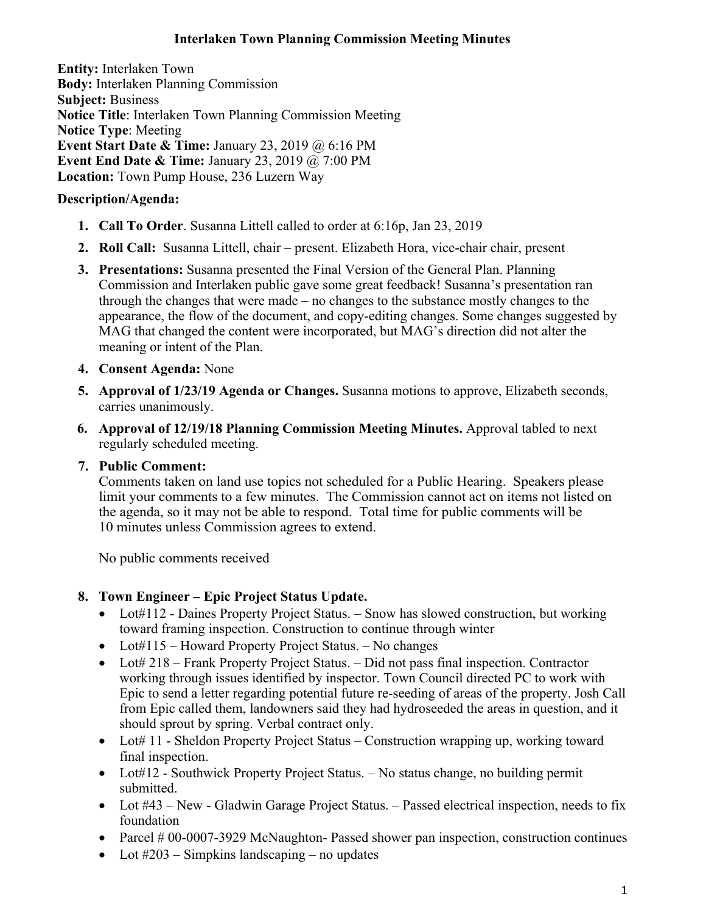# Interlaken Town Planning Commission Meeting Minutes

**Entity:** Interlaken Town
**Body:** Interlaken Planning Commission
**Subject:** Business
**Notice Title**: Interlaken Town Planning Commission Meeting
**Notice Type**: Meeting
**Event Start Date & Time:** January 23, 2019 @ 6:16 PM
**Event End Date & Time:** January 23, 2019 @ 7:00 PM
**Location:** Town Pump House, 236 Luzern Way

**Description/Agenda:**

1. **Call To Order**. Susanna Littell called to order at 6:16p, Jan 23, 2019
2. **Roll Call:** Susanna Littell, chair – present. Elizabeth Hora, vice-chair chair, present
3. **Presentations:** Susanna presented the Final Version of the General Plan. Planning Commission and Interlaken public gave some great feedback! Susanna's presentation ran through the changes that were made – no changes to the substance mostly changes to the appearance, the flow of the document, and copy-editing changes. Some changes suggested by MAG that changed the content were incorporated, but MAG's direction did not alter the meaning or intent of the Plan.
4. **Consent Agenda:** None
5. **Approval of 1/23/19 Agenda or Changes.** Susanna motions to approve, Elizabeth seconds, carries unanimously.
6. **Approval of 12/19/18 Planning Commission Meeting Minutes.** Approval tabled to next regularly scheduled meeting.
7. **Public Comment:**
   Comments taken on land use topics not scheduled for a Public Hearing. Speakers please limit your comments to a few minutes. The Commission cannot act on items not listed on the agenda, so it may not be able to respond. Total time for public comments will be 10 minutes unless Commission agrees to extend.

   No public comments received

8. **Town Engineer – Epic Project Status Update.**
   - Lot#112 - Daines Property Project Status. – Snow has slowed construction, but working toward framing inspection. Construction to continue through winter
   - Lot#115 – Howard Property Project Status. – No changes
   - Lot# 218 – Frank Property Project Status. – Did not pass final inspection. Contractor working through issues identified by inspector. Town Council directed PC to work with Epic to send a letter regarding potential future re-seeding of areas of the property. Josh Call from Epic called them, landowners said they had hydroseeded the areas in question, and it should sprout by spring. Verbal contract only.
   - Lot# 11 - Sheldon Property Project Status – Construction wrapping up, working toward final inspection.
   - Lot#12 - Southwick Property Project Status. – No status change, no building permit submitted.
   - Lot #43 – New - Gladwin Garage Project Status. – Passed electrical inspection, needs to fix foundation
   - Parcel # 00-0007-3929 McNaughton- Passed shower pan inspection, construction continues
   - Lot #203 – Simpkins landscaping – no updates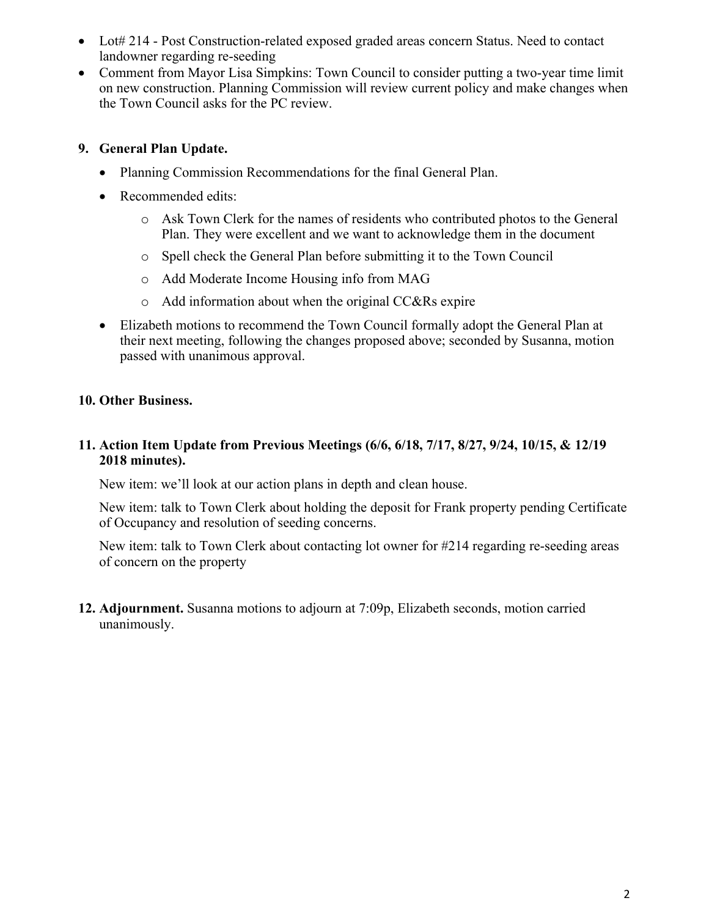- Lot# 214 - Post Construction-related exposed graded areas concern Status. Need to contact landowner regarding re-seeding
- Comment from Mayor Lisa Simpkins: Town Council to consider putting a two-year time limit on new construction. Planning Commission will review current policy and make changes when the Town Council asks for the PC review.

**9. General Plan Update.**

- Planning Commission Recommendations for the final General Plan.
- Recommended edits:
  - Ask Town Clerk for the names of residents who contributed photos to the General Plan. They were excellent and we want to acknowledge them in the document
  - Spell check the General Plan before submitting it to the Town Council
  - Add Moderate Income Housing info from MAG
  - Add information about when the original CC&Rs expire
- Elizabeth motions to recommend the Town Council formally adopt the General Plan at their next meeting, following the changes proposed above; seconded by Susanna, motion passed with unanimous approval.

**10. Other Business.**

**11. Action Item Update from Previous Meetings (6/6, 6/18, 7/17, 8/27, 9/24, 10/15, & 12/19 2018 minutes).**

New item: we'll look at our action plans in depth and clean house.

New item: talk to Town Clerk about holding the deposit for Frank property pending Certificate of Occupancy and resolution of seeding concerns.

New item: talk to Town Clerk about contacting lot owner for #214 regarding re-seeding areas of concern on the property

**12. Adjournment.** Susanna motions to adjourn at 7:09p, Elizabeth seconds, motion carried unanimously.